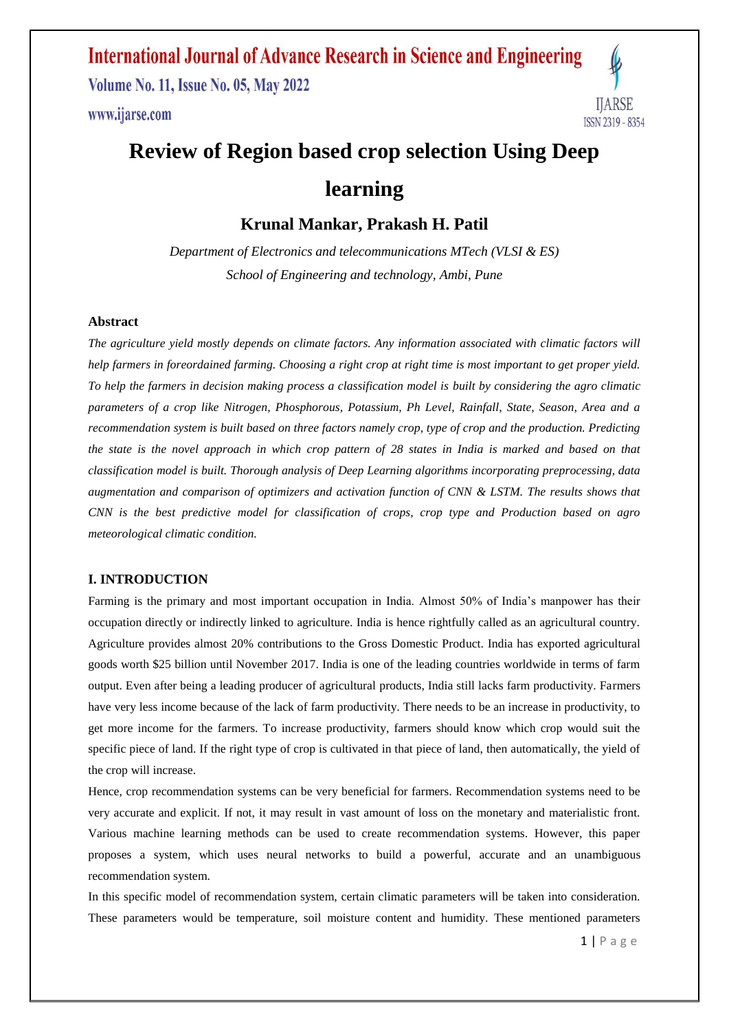# Review of Region based crop selection Using Deep learning

## Krunal Mankar, Prakash H. Patil

*Department of Electronics and telecommunications MTech (VLSI & ES)*
*School of Engineering and technology, Ambi, Pune*

### Abstract

*The agriculture yield mostly depends on climate factors. Any information associated with climatic factors will help farmers in foreordained farming. Choosing a right crop at right time is most important to get proper yield. To help the farmers in decision making process a classification model is built by considering the agro climatic parameters of a crop like Nitrogen, Phosphorous, Potassium, Ph Level, Rainfall, State, Season, Area and a recommendation system is built based on three factors namely crop, type of crop and the production. Predicting the state is the novel approach in which crop pattern of 28 states in India is marked and based on that classification model is built. Thorough analysis of Deep Learning algorithms incorporating preprocessing, data augmentation and comparison of optimizers and activation function of CNN & LSTM. The results shows that CNN is the best predictive model for classification of crops, crop type and Production based on agro meteorological climatic condition.*

### I. INTRODUCTION

Farming is the primary and most important occupation in India. Almost 50% of India's manpower has their occupation directly or indirectly linked to agriculture. India is hence rightfully called as an agricultural country. Agriculture provides almost 20% contributions to the Gross Domestic Product. India has exported agricultural goods worth $25 billion until November 2017. India is one of the leading countries worldwide in terms of farm output. Even after being a leading producer of agricultural products, India still lacks farm productivity. Farmers have very less income because of the lack of farm productivity. There needs to be an increase in productivity, to get more income for the farmers. To increase productivity, farmers should know which crop would suit the specific piece of land. If the right type of crop is cultivated in that piece of land, then automatically, the yield of the crop will increase.

Hence, crop recommendation systems can be very beneficial for farmers. Recommendation systems need to be very accurate and explicit. If not, it may result in vast amount of loss on the monetary and materialistic front. Various machine learning methods can be used to create recommendation systems. However, this paper proposes a system, which uses neural networks to build a powerful, accurate and an unambiguous recommendation system.

In this specific model of recommendation system, certain climatic parameters will be taken into consideration. These parameters would be temperature, soil moisture content and humidity. These mentioned parameters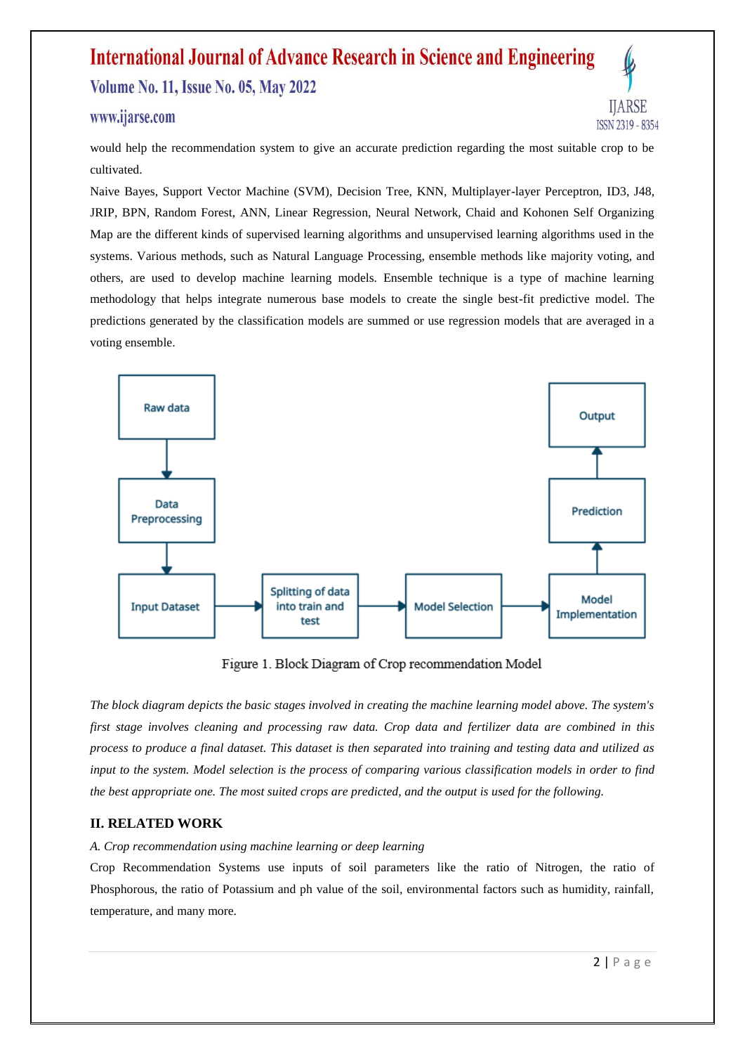would help the recommendation system to give an accurate prediction regarding the most suitable crop to be cultivated.

Naive Bayes, Support Vector Machine (SVM), Decision Tree, KNN, Multiplayer-layer Perceptron, ID3, J48, JRIP, BPN, Random Forest, ANN, Linear Regression, Neural Network, Chaid and Kohonen Self Organizing Map are the different kinds of supervised learning algorithms and unsupervised learning algorithms used in the systems. Various methods, such as Natural Language Processing, ensemble methods like majority voting, and others, are used to develop machine learning models. Ensemble technique is a type of machine learning methodology that helps integrate numerous base models to create the single best-fit predictive model. The predictions generated by the classification models are summed or use regression models that are averaged in a voting ensemble.

Figure 1. Block Diagram of Crop recommendation Model

*The block diagram depicts the basic stages involved in creating the machine learning model above. The system's first stage involves cleaning and processing raw data. Crop data and fertilizer data are combined in this process to produce a final dataset. This dataset is then separated into training and testing data and utilized as input to the system. Model selection is the process of comparing various classification models in order to find the best appropriate one. The most suited crops are predicted, and the output is used for the following.*

## II. RELATED WORK

*A. Crop recommendation using machine learning or deep learning*

Crop Recommendation Systems use inputs of soil parameters like the ratio of Nitrogen, the ratio of Phosphorous, the ratio of Potassium and ph value of the soil, environmental factors such as humidity, rainfall, temperature, and many more.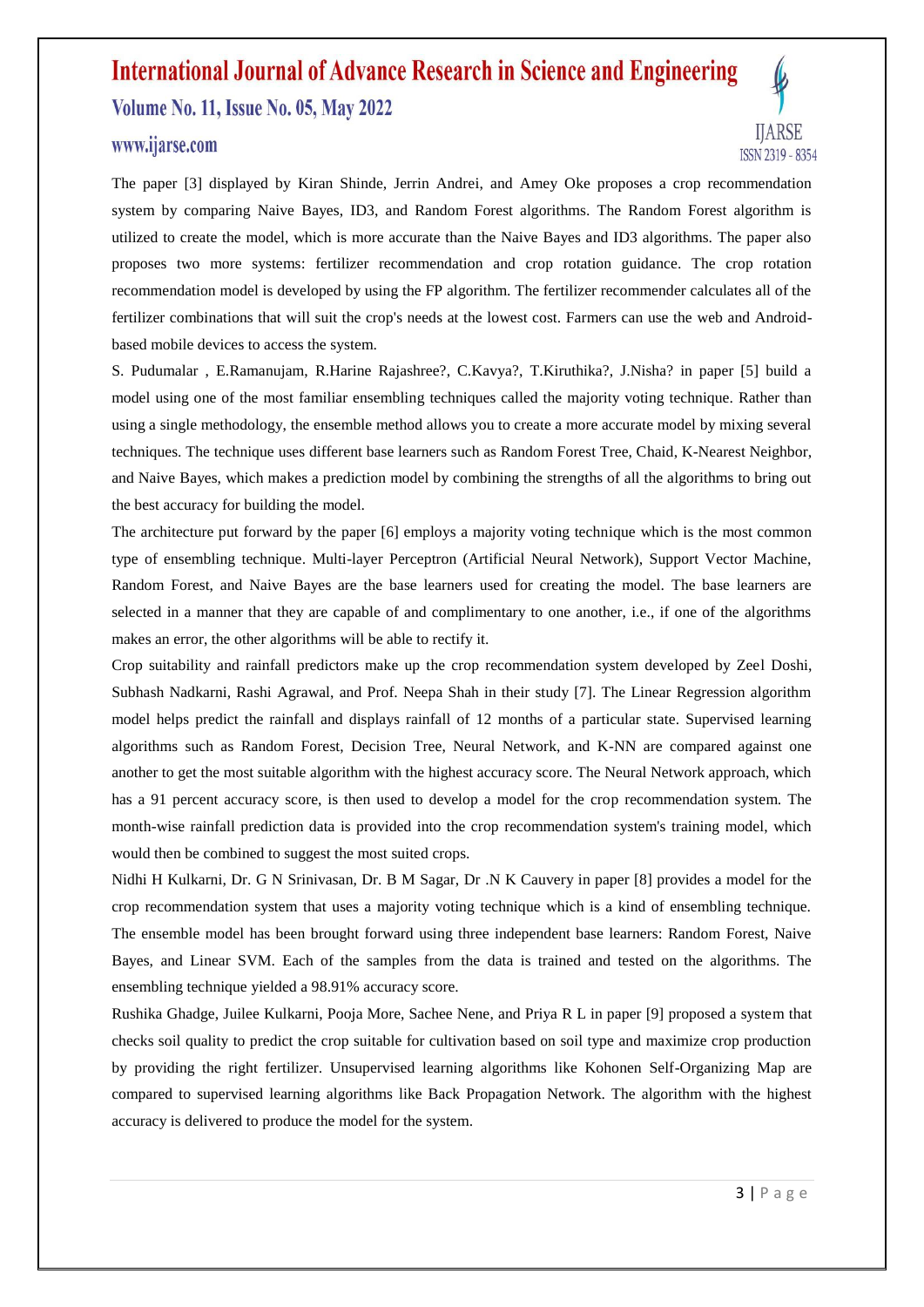The paper [3] displayed by Kiran Shinde, Jerrin Andrei, and Amey Oke proposes a crop recommendation system by comparing Naive Bayes, ID3, and Random Forest algorithms. The Random Forest algorithm is utilized to create the model, which is more accurate than the Naive Bayes and ID3 algorithms. The paper also proposes two more systems: fertilizer recommendation and crop rotation guidance. The crop rotation recommendation model is developed by using the FP algorithm. The fertilizer recommender calculates all of the fertilizer combinations that will suit the crop's needs at the lowest cost. Farmers can use the web and Android-based mobile devices to access the system.

S. Pudumalar , E.Ramanujam, R.Harine Rajashree?, C.Kavya?, T.Kiruthika?, J.Nisha? in paper [5] build a model using one of the most familiar ensembling techniques called the majority voting technique. Rather than using a single methodology, the ensemble method allows you to create a more accurate model by mixing several techniques. The technique uses different base learners such as Random Forest Tree, Chaid, K-Nearest Neighbor, and Naive Bayes, which makes a prediction model by combining the strengths of all the algorithms to bring out the best accuracy for building the model.

The architecture put forward by the paper [6] employs a majority voting technique which is the most common type of ensembling technique. Multi-layer Perceptron (Artificial Neural Network), Support Vector Machine, Random Forest, and Naive Bayes are the base learners used for creating the model. The base learners are selected in a manner that they are capable of and complimentary to one another, i.e., if one of the algorithms makes an error, the other algorithms will be able to rectify it.

Crop suitability and rainfall predictors make up the crop recommendation system developed by Zeel Doshi, Subhash Nadkarni, Rashi Agrawal, and Prof. Neepa Shah in their study [7]. The Linear Regression algorithm model helps predict the rainfall and displays rainfall of 12 months of a particular state. Supervised learning algorithms such as Random Forest, Decision Tree, Neural Network, and K-NN are compared against one another to get the most suitable algorithm with the highest accuracy score. The Neural Network approach, which has a 91 percent accuracy score, is then used to develop a model for the crop recommendation system. The month-wise rainfall prediction data is provided into the crop recommendation system's training model, which would then be combined to suggest the most suited crops.

Nidhi H Kulkarni, Dr. G N Srinivasan, Dr. B M Sagar, Dr .N K Cauvery in paper [8] provides a model for the crop recommendation system that uses a majority voting technique which is a kind of ensembling technique. The ensemble model has been brought forward using three independent base learners: Random Forest, Naive Bayes, and Linear SVM. Each of the samples from the data is trained and tested on the algorithms. The ensembling technique yielded a 98.91% accuracy score.

Rushika Ghadge, Juilee Kulkarni, Pooja More, Sachee Nene, and Priya R L in paper [9] proposed a system that checks soil quality to predict the crop suitable for cultivation based on soil type and maximize crop production by providing the right fertilizer. Unsupervised learning algorithms like Kohonen Self-Organizing Map are compared to supervised learning algorithms like Back Propagation Network. The algorithm with the highest accuracy is delivered to produce the model for the system.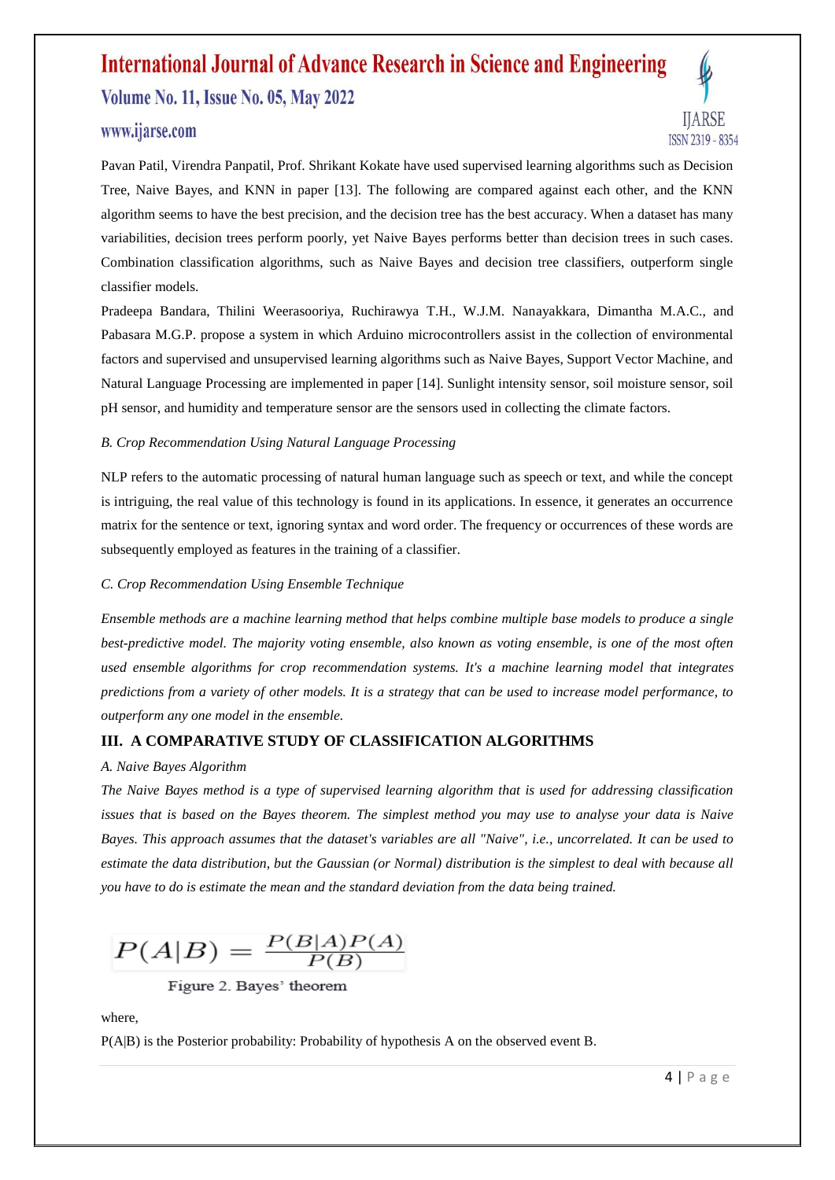Pavan Patil, Virendra Panpatil, Prof. Shrikant Kokate have used supervised learning algorithms such as Decision Tree, Naive Bayes, and KNN in paper [13]. The following are compared against each other, and the KNN algorithm seems to have the best precision, and the decision tree has the best accuracy. When a dataset has many variabilities, decision trees perform poorly, yet Naive Bayes performs better than decision trees in such cases. Combination classification algorithms, such as Naive Bayes and decision tree classifiers, outperform single classifier models.

Pradeepa Bandara, Thilini Weerasooriya, Ruchirawya T.H., W.J.M. Nanayakkara, Dimantha M.A.C., and Pabasara M.G.P. propose a system in which Arduino microcontrollers assist in the collection of environmental factors and supervised and unsupervised learning algorithms such as Naive Bayes, Support Vector Machine, and Natural Language Processing are implemented in paper [14]. Sunlight intensity sensor, soil moisture sensor, soil pH sensor, and humidity and temperature sensor are the sensors used in collecting the climate factors.

### *B. Crop Recommendation Using Natural Language Processing*

NLP refers to the automatic processing of natural human language such as speech or text, and while the concept is intriguing, the real value of this technology is found in its applications. In essence, it generates an occurrence matrix for the sentence or text, ignoring syntax and word order. The frequency or occurrences of these words are subsequently employed as features in the training of a classifier.

### *C. Crop Recommendation Using Ensemble Technique*

*Ensemble methods are a machine learning method that helps combine multiple base models to produce a single best-predictive model. The majority voting ensemble, also known as voting ensemble, is one of the most often used ensemble algorithms for crop recommendation systems. It's a machine learning model that integrates predictions from a variety of other models. It is a strategy that can be used to increase model performance, to outperform any one model in the ensemble.*

## III. A COMPARATIVE STUDY OF CLASSIFICATION ALGORITHMS

### *A. Naive Bayes Algorithm*

*The Naive Bayes method is a type of supervised learning algorithm that is used for addressing classification issues that is based on the Bayes theorem. The simplest method you may use to analyse your data is Naive Bayes. This approach assumes that the dataset's variables are all "Naive", i.e., uncorrelated. It can be used to estimate the data distribution, but the Gaussian (or Normal) distribution is the simplest to deal with because all you have to do is estimate the mean and the standard deviation from the data being trained.*

$$P(A|B) = \frac{P(B|A)P(A)}{P(B)}$$

Figure 2. Bayes' theorem

where,

P(A|B) is the Posterior probability: Probability of hypothesis A on the observed event B.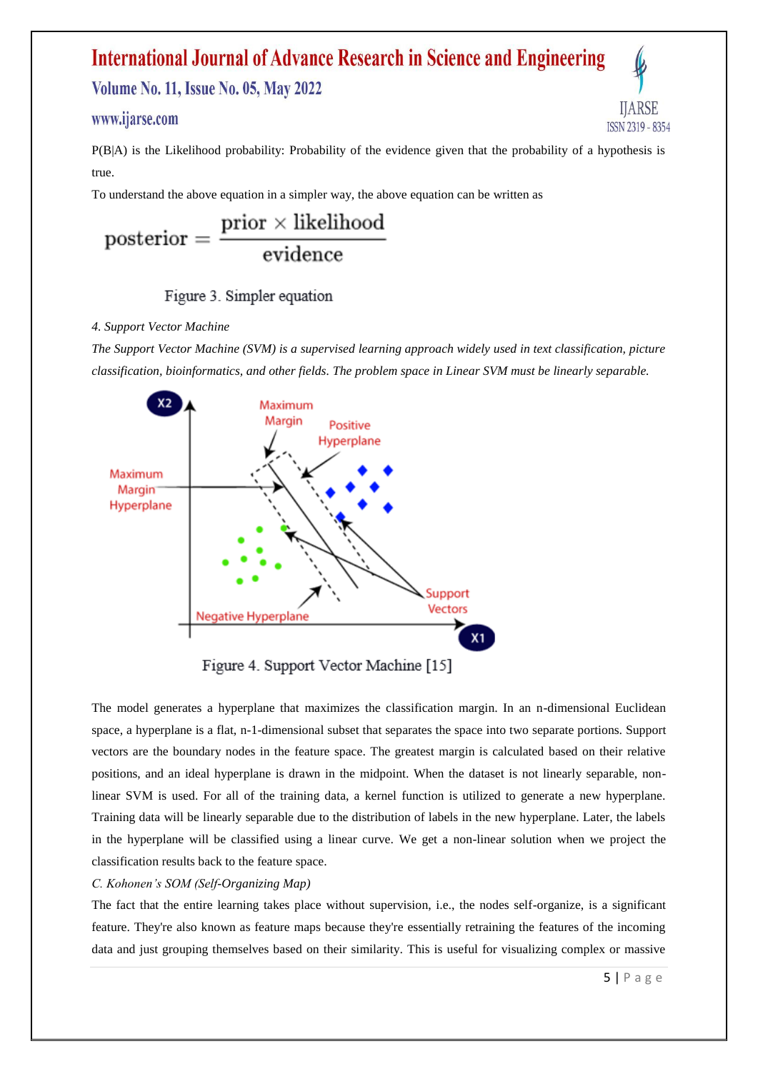P(B|A) is the Likelihood probability: Probability of the evidence given that the probability of a hypothesis is true.

To understand the above equation in a simpler way, the above equation can be written as

$$\text{posterior} = \frac{\text{prior} \times \text{likelihood}}{\text{evidence}}$$

Figure 3. Simpler equation

*4. Support Vector Machine*

*The Support Vector Machine (SVM) is a supervised learning approach widely used in text classification, picture classification, bioinformatics, and other fields. The problem space in Linear SVM must be linearly separable.*

Figure 4. Support Vector Machine [15]

The model generates a hyperplane that maximizes the classification margin. In an n-dimensional Euclidean space, a hyperplane is a flat, n-1-dimensional subset that separates the space into two separate portions. Support vectors are the boundary nodes in the feature space. The greatest margin is calculated based on their relative positions, and an ideal hyperplane is drawn in the midpoint. When the dataset is not linearly separable, non-linear SVM is used. For all of the training data, a kernel function is utilized to generate a new hyperplane. Training data will be linearly separable due to the distribution of labels in the new hyperplane. Later, the labels in the hyperplane will be classified using a linear curve. We get a non-linear solution when we project the classification results back to the feature space.

*C. Kohonen's SOM (Self-Organizing Map)*

The fact that the entire learning takes place without supervision, i.e., the nodes self-organize, is a significant feature. They're also known as feature maps because they're essentially retraining the features of the incoming data and just grouping themselves based on their similarity. This is useful for visualizing complex or massive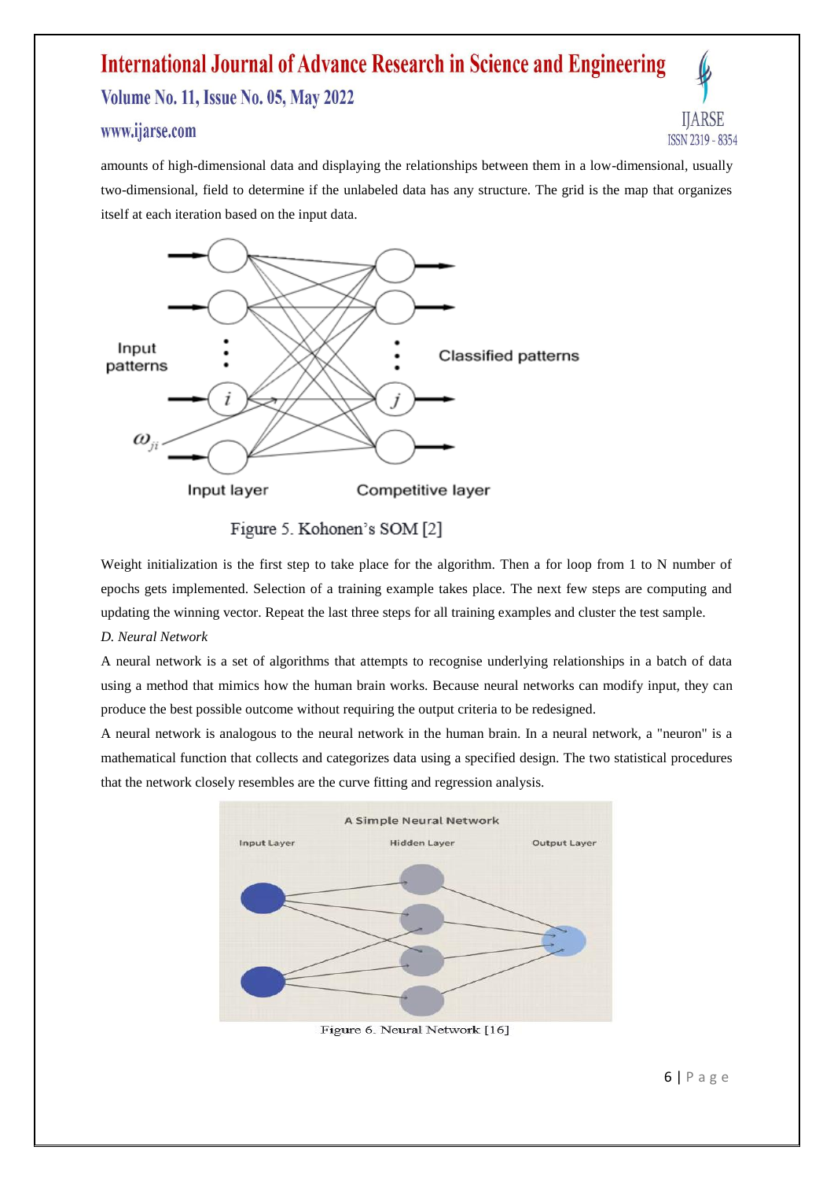amounts of high-dimensional data and displaying the relationships between them in a low-dimensional, usually two-dimensional, field to determine if the unlabeled data has any structure. The grid is the map that organizes itself at each iteration based on the input data.

Figure 5. Kohonen's SOM [2]

Weight initialization is the first step to take place for the algorithm. Then a for loop from 1 to N number of epochs gets implemented. Selection of a training example takes place. The next few steps are computing and updating the winning vector. Repeat the last three steps for all training examples and cluster the test sample.

*D. Neural Network*

A neural network is a set of algorithms that attempts to recognise underlying relationships in a batch of data using a method that mimics how the human brain works. Because neural networks can modify input, they can produce the best possible outcome without requiring the output criteria to be redesigned.

A neural network is analogous to the neural network in the human brain. In a neural network, a "neuron" is a mathematical function that collects and categorizes data using a specified design. The two statistical procedures that the network closely resembles are the curve fitting and regression analysis.

Figure 6. Neural Network [16]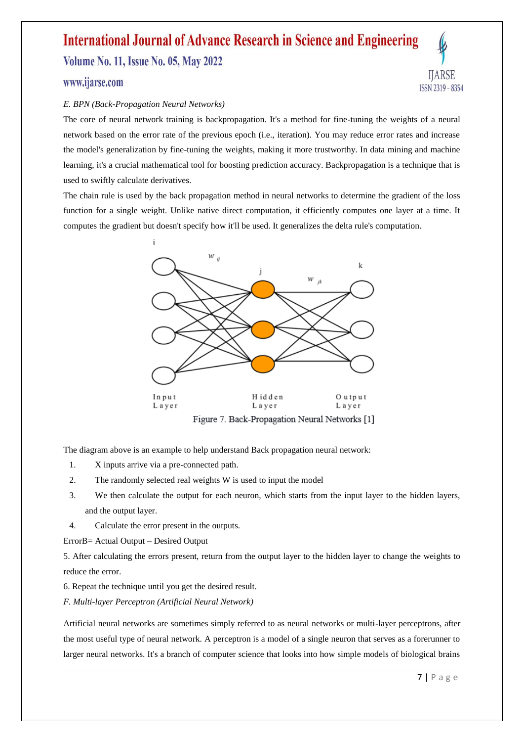*E. BPN (Back-Propagation Neural Networks)*

The core of neural network training is backpropagation. It's a method for fine-tuning the weights of a neural network based on the error rate of the previous epoch (i.e., iteration). You may reduce error rates and increase the model's generalization by fine-tuning the weights, making it more trustworthy. In data mining and machine learning, it's a crucial mathematical tool for boosting prediction accuracy. Backpropagation is a technique that is used to swiftly calculate derivatives.

The chain rule is used by the back propagation method in neural networks to determine the gradient of the loss function for a single weight. Unlike native direct computation, it efficiently computes one layer at a time. It computes the gradient but doesn't specify how it'll be used. It generalizes the delta rule's computation.

Figure 7. Back-Propagation Neural Networks [1]

The diagram above is an example to help understand Back propagation neural network:

1. X inputs arrive via a pre-connected path.
2. The randomly selected real weights W is used to input the model
3. We then calculate the output for each neuron, which starts from the input layer to the hidden layers, and the output layer.
4. Calculate the error present in the outputs.

ErrorB= Actual Output – Desired Output

5. After calculating the errors present, return from the output layer to the hidden layer to change the weights to reduce the error.

6. Repeat the technique until you get the desired result.

*F. Multi-layer Perceptron (Artificial Neural Network)*

Artificial neural networks are sometimes simply referred to as neural networks or multi-layer perceptrons, after the most useful type of neural network. A perceptron is a model of a single neuron that serves as a forerunner to larger neural networks. It's a branch of computer science that looks into how simple models of biological brains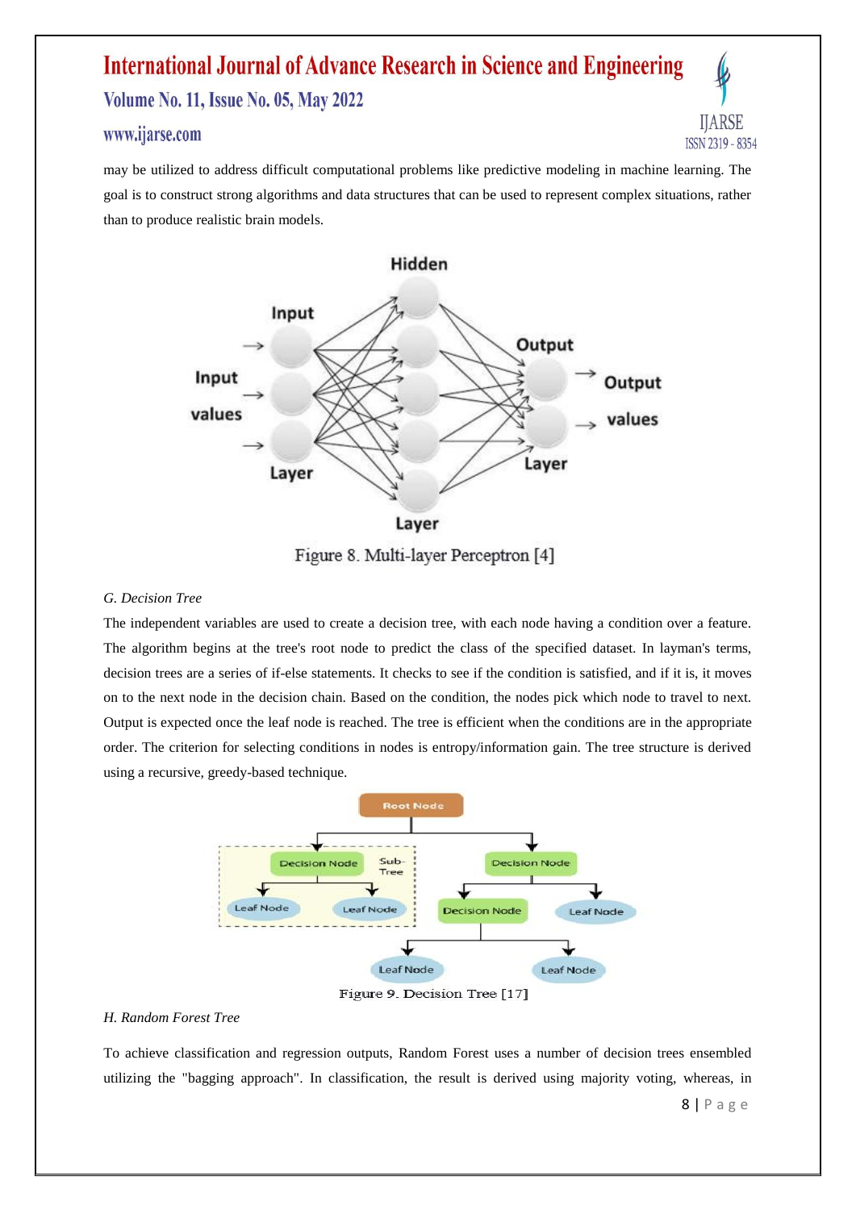may be utilized to address difficult computational problems like predictive modeling in machine learning. The goal is to construct strong algorithms and data structures that can be used to represent complex situations, rather than to produce realistic brain models.

Figure 8. Multi-layer Perceptron [4]

### *G. Decision Tree*

The independent variables are used to create a decision tree, with each node having a condition over a feature. The algorithm begins at the tree's root node to predict the class of the specified dataset. In layman's terms, decision trees are a series of if-else statements. It checks to see if the condition is satisfied, and if it is, it moves on to the next node in the decision chain. Based on the condition, the nodes pick which node to travel to next. Output is expected once the leaf node is reached. The tree is efficient when the conditions are in the appropriate order. The criterion for selecting conditions in nodes is entropy/information gain. The tree structure is derived using a recursive, greedy-based technique.

Figure 9. Decision Tree [17]

### *H. Random Forest Tree*

To achieve classification and regression outputs, Random Forest uses a number of decision trees ensembled utilizing the "bagging approach". In classification, the result is derived using majority voting, whereas, in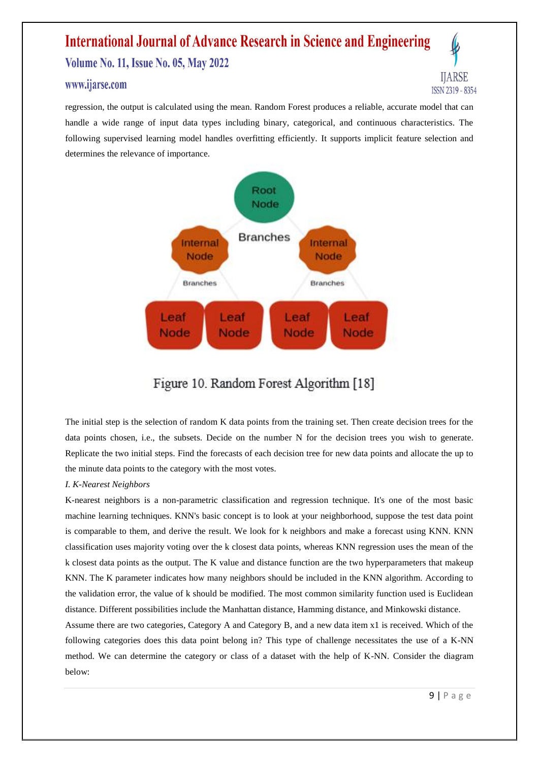regression, the output is calculated using the mean. Random Forest produces a reliable, accurate model that can handle a wide range of input data types including binary, categorical, and continuous characteristics. The following supervised learning model handles overfitting efficiently. It supports implicit feature selection and determines the relevance of importance.

Figure 10. Random Forest Algorithm [18]

The initial step is the selection of random K data points from the training set. Then create decision trees for the data points chosen, i.e., the subsets. Decide on the number N for the decision trees you wish to generate. Replicate the two initial steps. Find the forecasts of each decision tree for new data points and allocate the up to the minute data points to the category with the most votes.

*I. K-Nearest Neighbors*

K-nearest neighbors is a non-parametric classification and regression technique. It's one of the most basic machine learning techniques. KNN's basic concept is to look at your neighborhood, suppose the test data point is comparable to them, and derive the result. We look for k neighbors and make a forecast using KNN. KNN classification uses majority voting over the k closest data points, whereas KNN regression uses the mean of the k closest data points as the output. The K value and distance function are the two hyperparameters that makeup KNN. The K parameter indicates how many neighbors should be included in the KNN algorithm. According to the validation error, the value of k should be modified. The most common similarity function used is Euclidean distance. Different possibilities include the Manhattan distance, Hamming distance, and Minkowski distance.

Assume there are two categories, Category A and Category B, and a new data item x1 is received. Which of the following categories does this data point belong in? This type of challenge necessitates the use of a K-NN method. We can determine the category or class of a dataset with the help of K-NN. Consider the diagram below: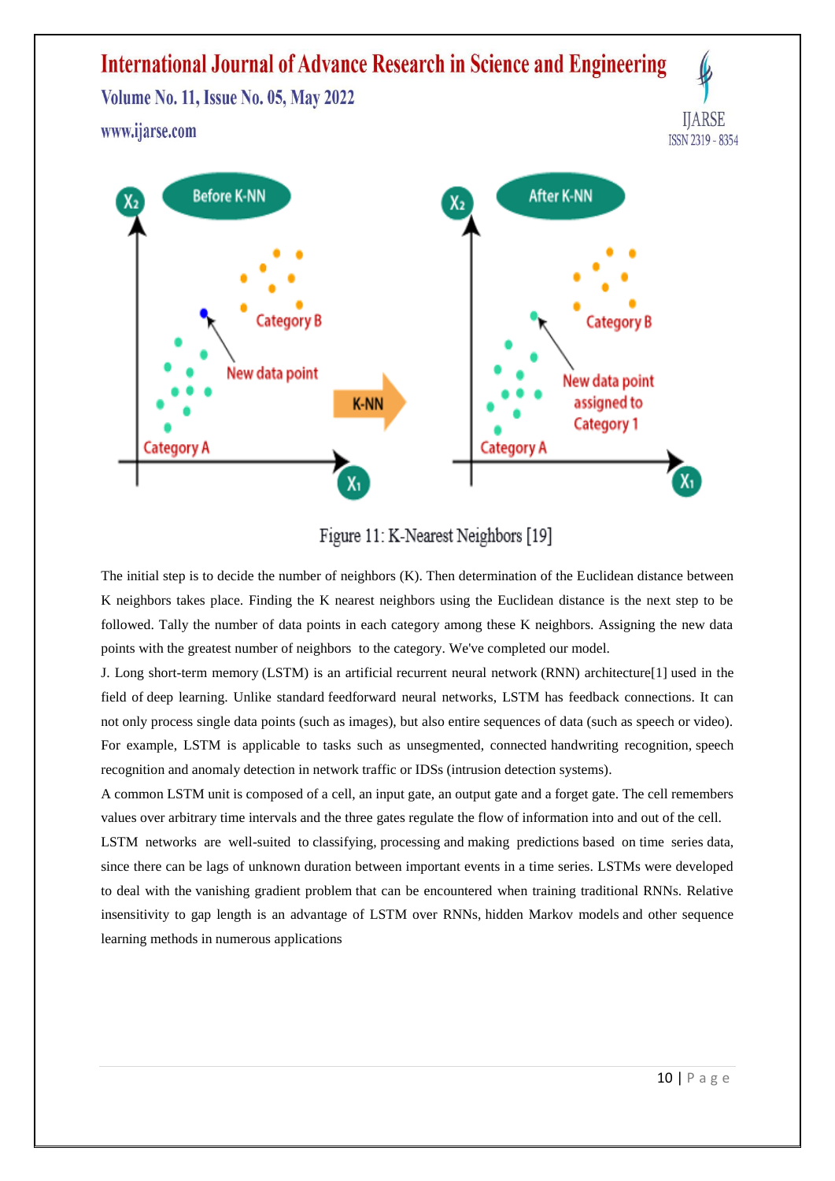Figure 11: K-Nearest Neighbors [19]

The initial step is to decide the number of neighbors (K). Then determination of the Euclidean distance between K neighbors takes place. Finding the K nearest neighbors using the Euclidean distance is the next step to be followed. Tally the number of data points in each category among these K neighbors. Assigning the new data points with the greatest number of neighbors to the category. We've completed our model.

J. Long short-term memory (LSTM) is an artificial recurrent neural network (RNN) architecture[1] used in the field of deep learning. Unlike standard feedforward neural networks, LSTM has feedback connections. It can not only process single data points (such as images), but also entire sequences of data (such as speech or video). For example, LSTM is applicable to tasks such as unsegmented, connected handwriting recognition, speech recognition and anomaly detection in network traffic or IDSs (intrusion detection systems).

A common LSTM unit is composed of a cell, an input gate, an output gate and a forget gate. The cell remembers values over arbitrary time intervals and the three gates regulate the flow of information into and out of the cell.

LSTM networks are well-suited to classifying, processing and making predictions based on time series data, since there can be lags of unknown duration between important events in a time series. LSTMs were developed to deal with the vanishing gradient problem that can be encountered when training traditional RNNs. Relative insensitivity to gap length is an advantage of LSTM over RNNs, hidden Markov models and other sequence learning methods in numerous applications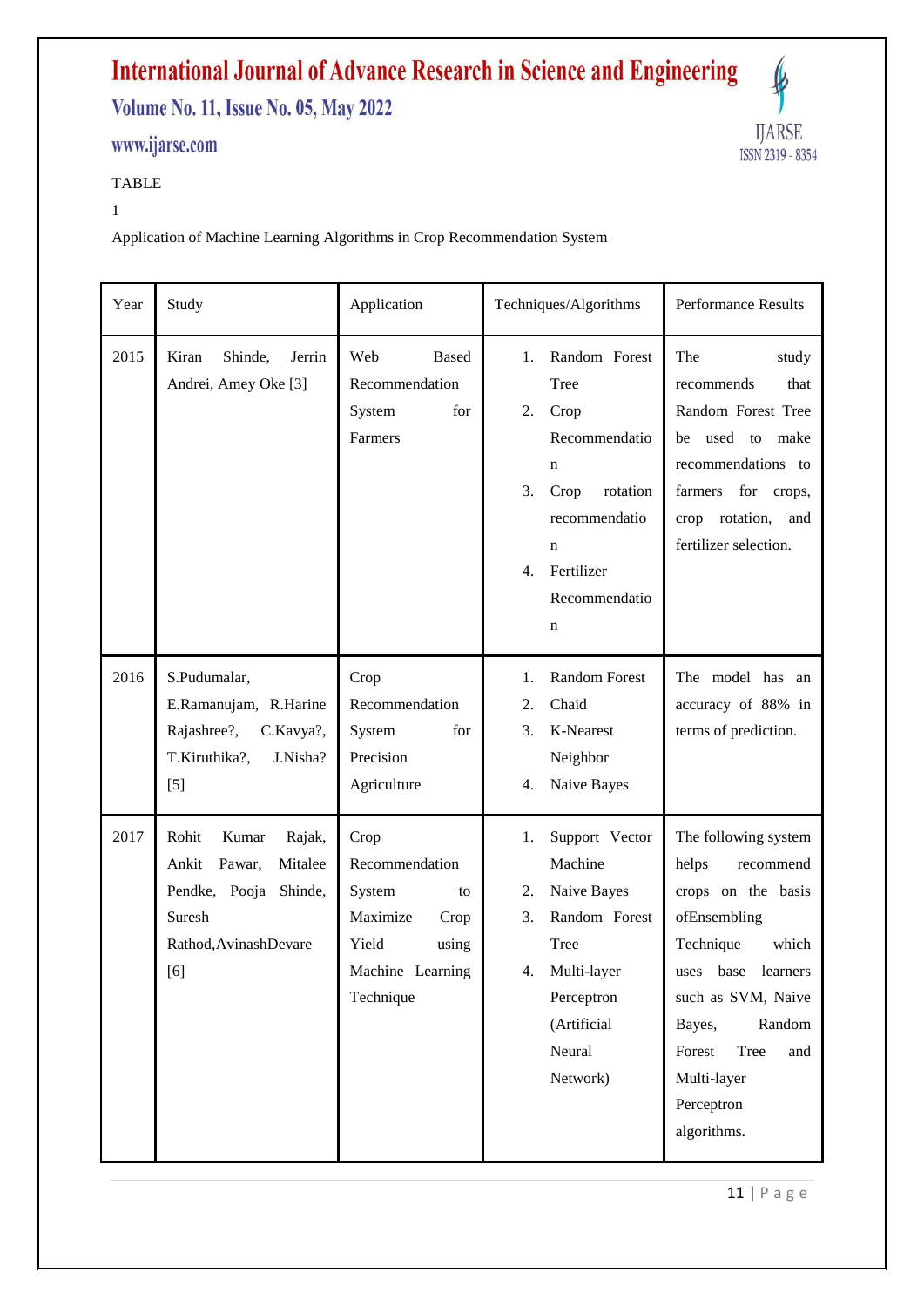TABLE

1

Application of Machine Learning Algorithms in Crop Recommendation System

| Year | Study | Application | Techniques/Algorithms | Performance Results |
|---|---|---|---|---|
| 2015 | Kiran Shinde, Jerrin Andrei, Amey Oke [3] | Web Based Recommendation System for Farmers | 1. Random Forest Tree 2. Crop Recommendation 3. Crop rotation recommendation 4. Fertilizer Recommendation | The study recommends that Random Forest Tree be used to make recommendations to farmers for crops, crop rotation, and fertilizer selection. |
| 2016 | S.Pudumalar, E.Ramanujam, R.Harine Rajashree?, C.Kavya?, T.Kiruthika?, J.Nisha? [5] | Crop Recommendation System for Precision Agriculture | 1. Random Forest 2. Chaid 3. K-Nearest Neighbor 4. Naive Bayes | The model has an accuracy of 88% in terms of prediction. |
| 2017 | Rohit Kumar Rajak, Ankit Pawar, Mitalee Pendke, Pooja Shinde, Suresh Rathod,AvinashDevare [6] | Crop Recommendation System to Maximize Crop Yield using Machine Learning Technique | 1. Support Vector Machine 2. Naive Bayes 3. Random Forest Tree 4. Multi-layer Perceptron (Artificial Neural Network) | The following system helps recommend crops on the basis ofEnsembling Technique which uses base learners such as SVM, Naive Bayes, Random Forest Tree and Multi-layer Perceptron algorithms. |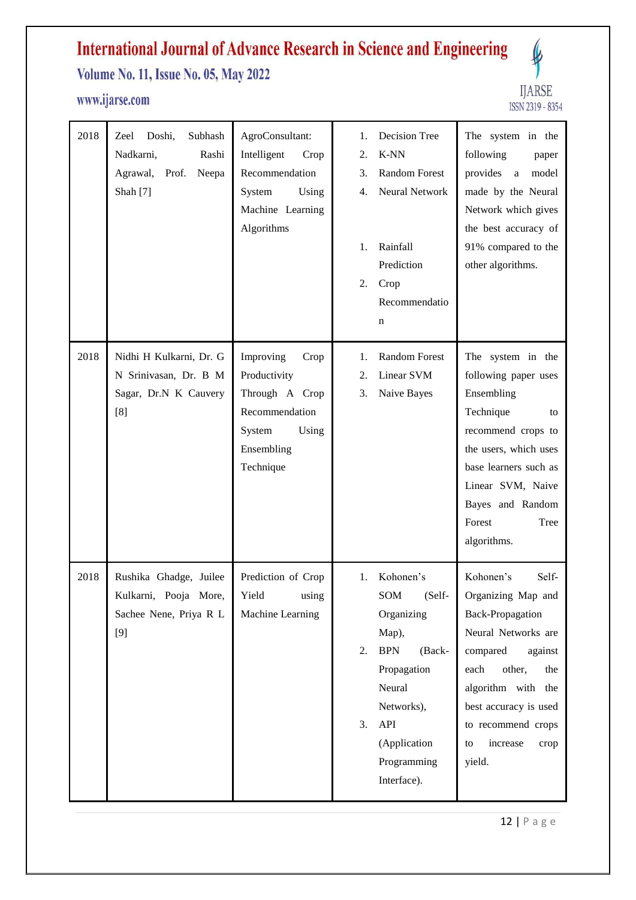| 2018 | Zeel Doshi, Subhash Nadkarni, Rashi Agrawal, Prof. Neepa Shah [7] | AgroConsultant: Intelligent Crop Recommendation System Using Machine Learning Algorithms | 1. Decision Tree<br>2. K-NN<br>3. Random Forest<br>4. Neural Network<br><br>1. Rainfall Prediction<br>2. Crop Recommendation | The system in the following paper provides a model made by the Neural Network which gives the best accuracy of 91% compared to the other algorithms. |
|---|---|---|---|---|
| 2018 | Nidhi H Kulkarni, Dr. G N Srinivasan, Dr. B M Sagar, Dr.N K Cauvery [8] | Improving Crop Productivity Through A Crop Recommendation System Using Ensembling Technique | 1. Random Forest<br>2. Linear SVM<br>3. Naive Bayes | The system in the following paper uses Ensembling Technique to recommend crops to the users, which uses base learners such as Linear SVM, Naive Bayes and Random Forest Tree algorithms. |
| 2018 | Rushika Ghadge, Juilee Kulkarni, Pooja More, Sachee Nene, Priya R L [9] | Prediction of Crop Yield using Machine Learning | 1. Kohonen's SOM (Self-Organizing Map),<br>2. BPN (Back-Propagation Neural Networks),<br>3. API (Application Programming Interface). | Kohonen's Self-Organizing Map and Back-Propagation Neural Networks are compared against each other, the algorithm with the best accuracy is used to recommend crops to increase crop yield. |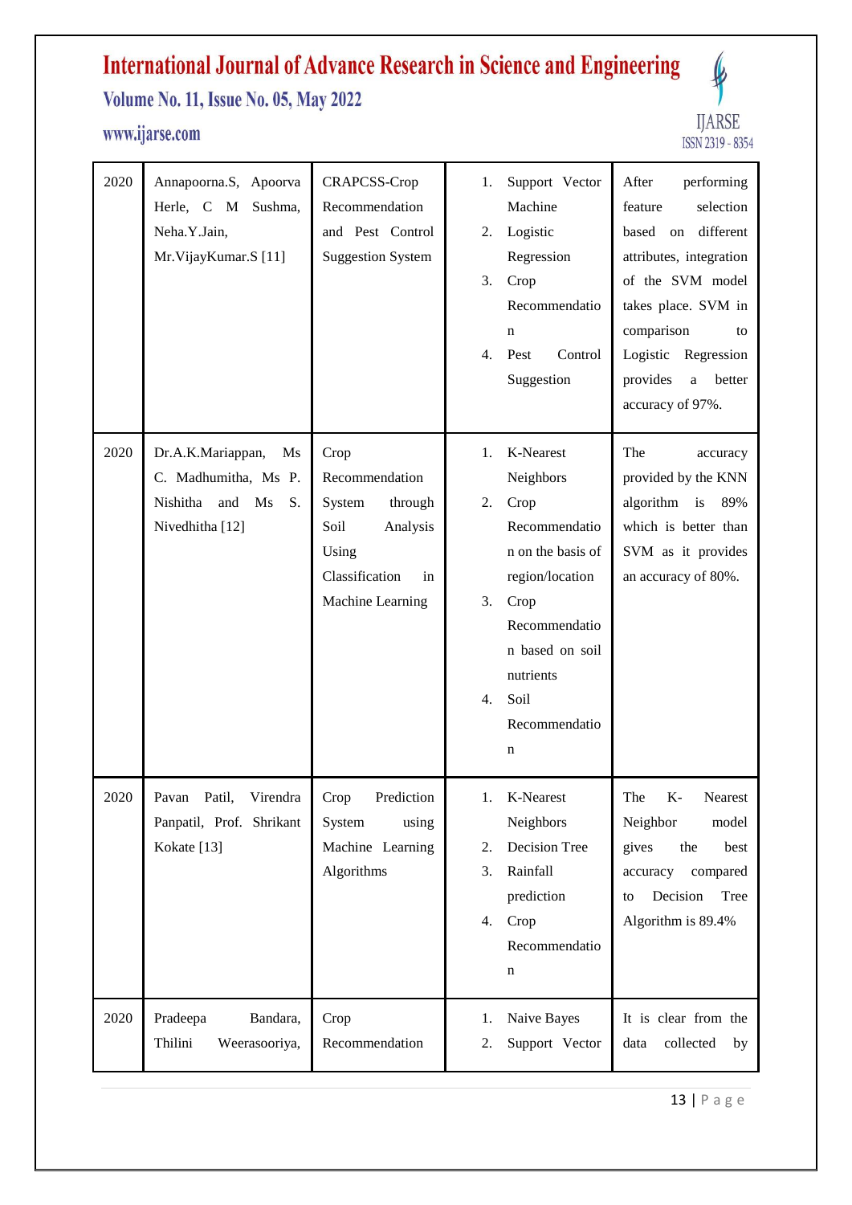| 2020 | Annapoorna.S, Apoorva Herle, C M Sushma, Neha.Y.Jain, Mr.VijayKumar.S [11] | CRAPCSS-Crop Recommendation and Pest Control Suggestion System | 1. Support Vector Machine<br>2. Logistic Regression<br>3. Crop Recommendation<br>4. Pest Control Suggestion | After performing feature selection based on different attributes, integration of the SVM model takes place. SVM in comparison to Logistic Regression provides a better accuracy of 97%. |
|---|---|---|---|---|
| 2020 | Dr.A.K.Mariappan, Ms C. Madhumitha, Ms P. Nishitha and Ms S. Nivedhitha [12] | Crop Recommendation System through Soil Analysis Using Classification in Machine Learning | 1. K-Nearest Neighbors<br>2. Crop Recommendation on the basis of region/location<br>3. Crop Recommendation based on soil nutrients<br>4. Soil Recommendation | The accuracy provided by the KNN algorithm is 89% which is better than SVM as it provides an accuracy of 80%. |
| 2020 | Pavan Patil, Virendra Panpatil, Prof. Shrikant Kokate [13] | Crop Prediction System using Machine Learning Algorithms | 1. K-Nearest Neighbors<br>2. Decision Tree<br>3. Rainfall prediction<br>4. Crop Recommendation | The K- Nearest Neighbor model gives the best accuracy compared to Decision Tree Algorithm is 89.4% |
| 2020 | Pradeepa Bandara, Thilini Weerasooriya, | Crop Recommendation | 1. Naive Bayes<br>2. Support Vector | It is clear from the data collected by |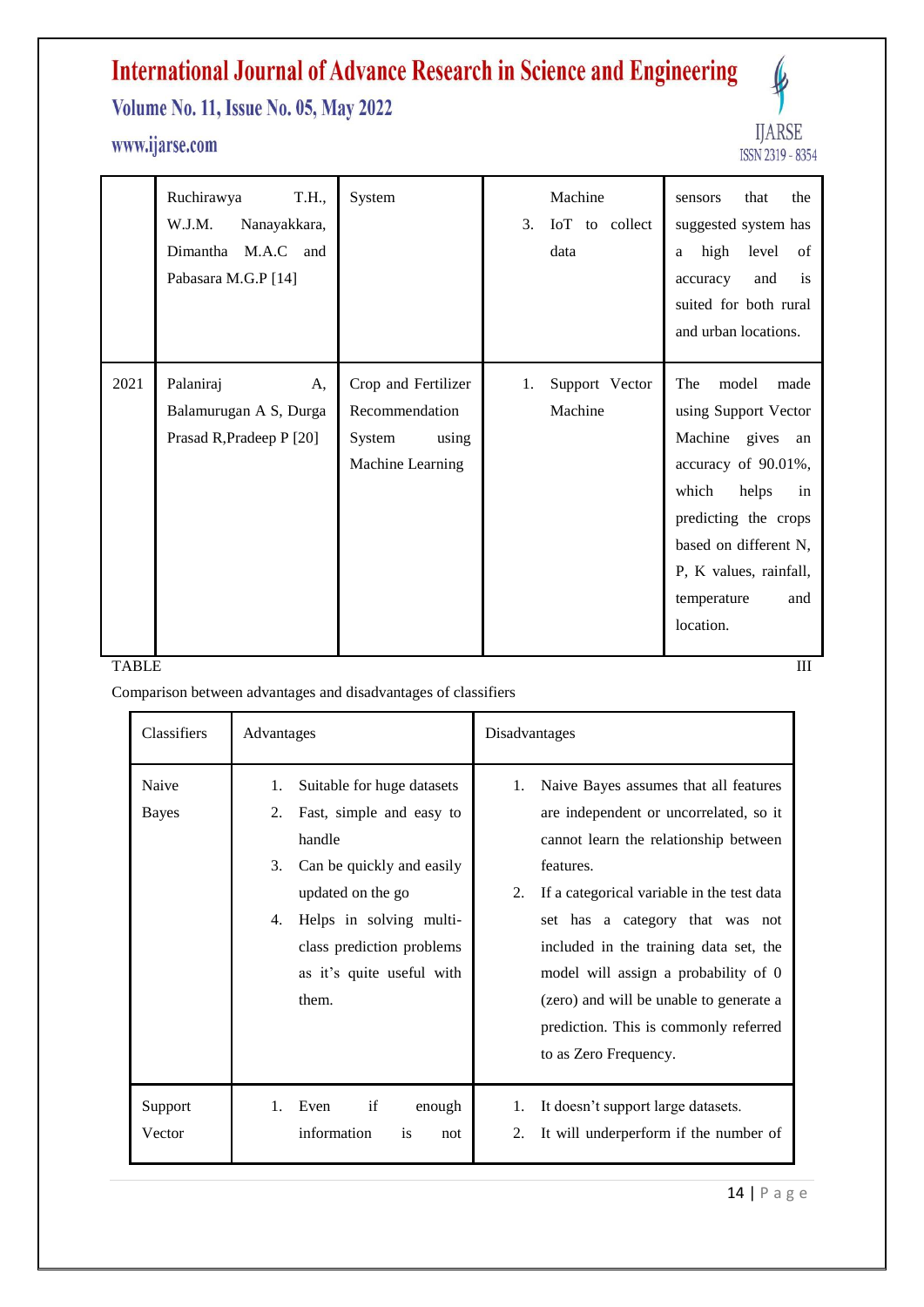| | | | | |
|---|---|---|---|---|
| | Ruchirawya T.H., W.J.M. Nanayakkara, Dimantha M.A.C and Pabasara M.G.P [14] | System | Machine<br>3. IoT to collect data | sensors that the suggested system has a high level of accuracy and is suited for both rural and urban locations. |
| 2021 | Palaniraj A, Balamurugan A S, Durga Prasad R,Pradeep P [20] | Crop and Fertilizer Recommendation System using Machine Learning | 1. Support Vector Machine | The model made using Support Vector Machine gives an accuracy of 90.01%, which helps in predicting the crops based on different N, P, K values, rainfall, temperature and location. |

TABLE III

Comparison between advantages and disadvantages of classifiers

| Classifiers | Advantages | Disadvantages |
|---|---|---|
| Naive Bayes | 1. Suitable for huge datasets<br>2. Fast, simple and easy to handle<br>3. Can be quickly and easily updated on the go<br>4. Helps in solving multi-class prediction problems as it's quite useful with them. | 1. Naive Bayes assumes that all features are independent or uncorrelated, so it cannot learn the relationship between features.<br>2. If a categorical variable in the test data set has a category that was not included in the training data set, the model will assign a probability of 0 (zero) and will be unable to generate a prediction. This is commonly referred to as Zero Frequency. |
| Support Vector | 1. Even if enough information is not | 1. It doesn't support large datasets.<br>2. It will underperform if the number of |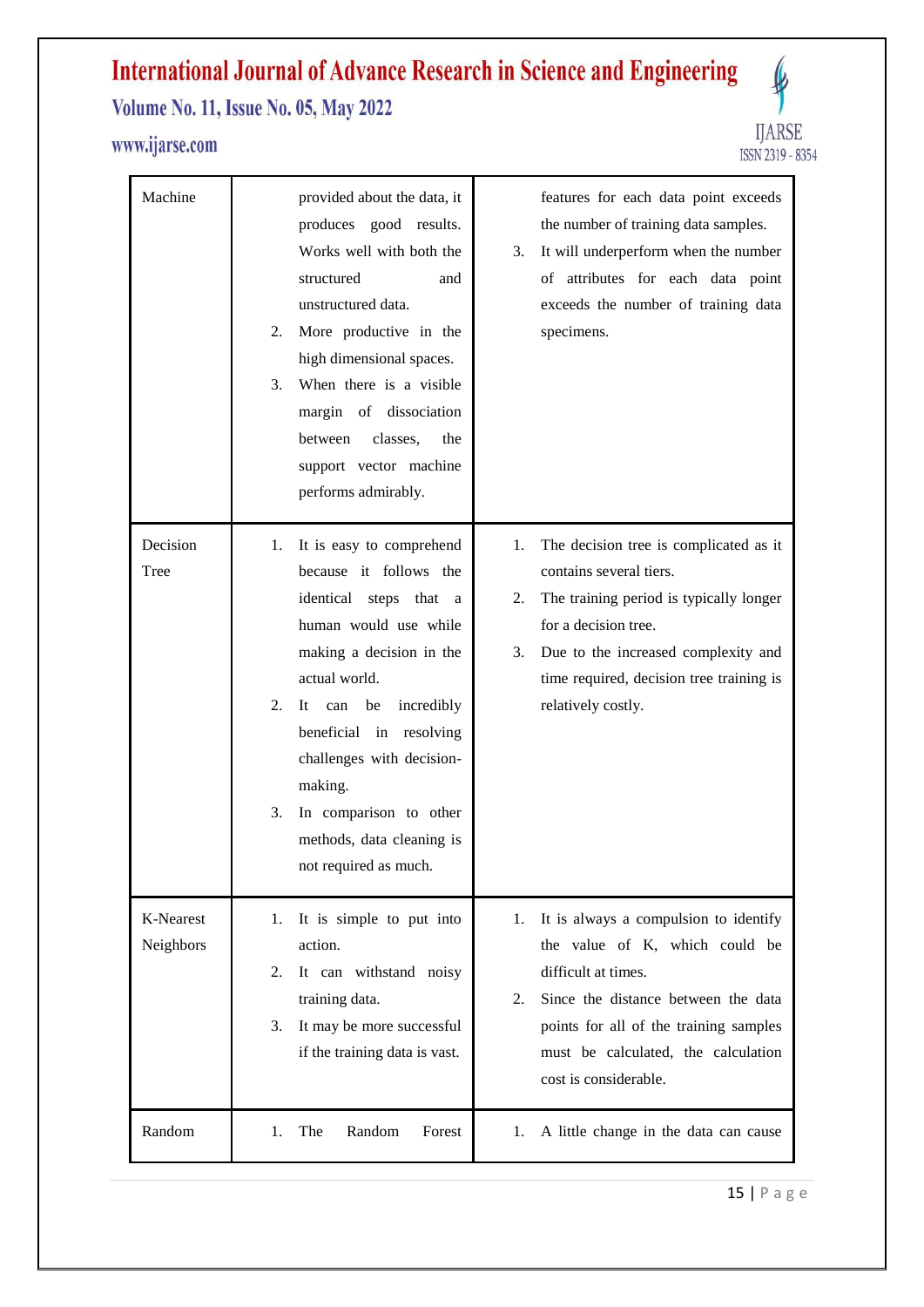| Machine | provided about the data, it produces good results. Works well with both the structured and unstructured data. <br>2. More productive in the high dimensional spaces. <br>3. When there is a visible margin of dissociation between classes, the support vector machine performs admirably. | features for each data point exceeds the number of training data samples. <br>3. It will underperform when the number of attributes for each data point exceeds the number of training data specimens. |
|---|---|---|
| Decision Tree | 1. It is easy to comprehend because it follows the identical steps that a human would use while making a decision in the actual world. <br>2. It can be incredibly beneficial in resolving challenges with decision-making. <br>3. In comparison to other methods, data cleaning is not required as much. | 1. The decision tree is complicated as it contains several tiers. <br>2. The training period is typically longer for a decision tree. <br>3. Due to the increased complexity and time required, decision tree training is relatively costly. |
| K-Nearest Neighbors | 1. It is simple to put into action. <br>2. It can withstand noisy training data. <br>3. It may be more successful if the training data is vast. | 1. It is always a compulsion to identify the value of K, which could be difficult at times. <br>2. Since the distance between the data points for all of the training samples must be calculated, the calculation cost is considerable. |
| Random | 1. The Random Forest | 1. A little change in the data can cause |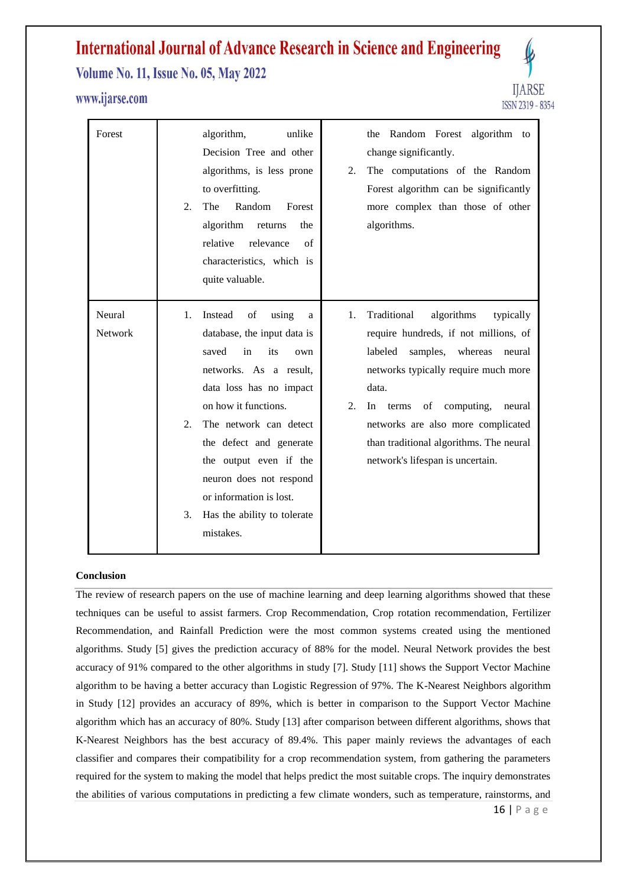| Forest | algorithm, unlike Decision Tree and other algorithms, is less prone to overfitting.<br>2. The Random Forest algorithm returns the relative relevance of characteristics, which is quite valuable. | the Random Forest algorithm to change significantly.<br>2. The computations of the Random Forest algorithm can be significantly more complex than those of other algorithms. |
|---|---|---|
| Neural Network | 1. Instead of using a database, the input data is saved in its own networks. As a result, data loss has no impact on how it functions.<br>2. The network can detect the defect and generate the output even if the neuron does not respond or information is lost.<br>3. Has the ability to tolerate mistakes. | 1. Traditional algorithms typically require hundreds, if not millions, of labeled samples, whereas neural networks typically require much more data.<br>2. In terms of computing, neural networks are also more complicated than traditional algorithms. The neural network's lifespan is uncertain. |

**Conclusion**

The review of research papers on the use of machine learning and deep learning algorithms showed that these techniques can be useful to assist farmers. Crop Recommendation, Crop rotation recommendation, Fertilizer Recommendation, and Rainfall Prediction were the most common systems created using the mentioned algorithms. Study [5] gives the prediction accuracy of 88% for the model. Neural Network provides the best accuracy of 91% compared to the other algorithms in study [7]. Study [11] shows the Support Vector Machine algorithm to be having a better accuracy than Logistic Regression of 97%. The K-Nearest Neighbors algorithm in Study [12] provides an accuracy of 89%, which is better in comparison to the Support Vector Machine algorithm which has an accuracy of 80%. Study [13] after comparison between different algorithms, shows that K-Nearest Neighbors has the best accuracy of 89.4%. This paper mainly reviews the advantages of each classifier and compares their compatibility for a crop recommendation system, from gathering the parameters required for the system to making the model that helps predict the most suitable crops. The inquiry demonstrates the abilities of various computations in predicting a few climate wonders, such as temperature, rainstorms, and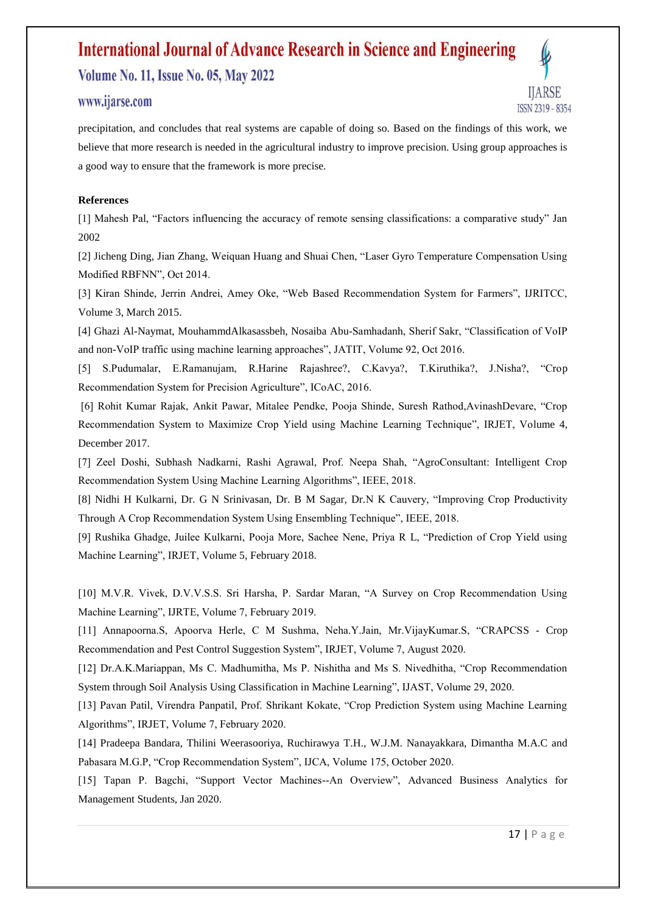precipitation, and concludes that real systems are capable of doing so. Based on the findings of this work, we believe that more research is needed in the agricultural industry to improve precision. Using group approaches is a good way to ensure that the framework is more precise.

**References**

[1] Mahesh Pal, "Factors influencing the accuracy of remote sensing classifications: a comparative study" Jan 2002

[2] Jicheng Ding, Jian Zhang, Weiquan Huang and Shuai Chen, "Laser Gyro Temperature Compensation Using Modified RBFNN", Oct 2014.

[3] Kiran Shinde, Jerrin Andrei, Amey Oke, "Web Based Recommendation System for Farmers", IJRITCC, Volume 3, March 2015.

[4] Ghazi Al-Naymat, MouhammdAlkasassbeh, Nosaiba Abu-Samhadanh, Sherif Sakr, "Classification of VoIP and non-VoIP traffic using machine learning approaches", JATIT, Volume 92, Oct 2016.

[5] S.Pudumalar, E.Ramanujam, R.Harine Rajashree?, C.Kavya?, T.Kiruthika?, J.Nisha?, "Crop Recommendation System for Precision Agriculture", ICoAC, 2016.

[6] Rohit Kumar Rajak, Ankit Pawar, Mitalee Pendke, Pooja Shinde, Suresh Rathod,AvinashDevare, "Crop Recommendation System to Maximize Crop Yield using Machine Learning Technique", IRJET, Volume 4, December 2017.

[7] Zeel Doshi, Subhash Nadkarni, Rashi Agrawal, Prof. Neepa Shah, "AgroConsultant: Intelligent Crop Recommendation System Using Machine Learning Algorithms", IEEE, 2018.

[8] Nidhi H Kulkarni, Dr. G N Srinivasan, Dr. B M Sagar, Dr.N K Cauvery, "Improving Crop Productivity Through A Crop Recommendation System Using Ensembling Technique", IEEE, 2018.

[9] Rushika Ghadge, Juilee Kulkarni, Pooja More, Sachee Nene, Priya R L, "Prediction of Crop Yield using Machine Learning", IRJET, Volume 5, February 2018.

[10] M.V.R. Vivek, D.V.V.S.S. Sri Harsha, P. Sardar Maran, "A Survey on Crop Recommendation Using Machine Learning", IJRTE, Volume 7, February 2019.

[11] Annapoorna.S, Apoorva Herle, C M Sushma, Neha.Y.Jain, Mr.VijayKumar.S, "CRAPCSS - Crop Recommendation and Pest Control Suggestion System", IRJET, Volume 7, August 2020.

[12] Dr.A.K.Mariappan, Ms C. Madhumitha, Ms P. Nishitha and Ms S. Nivedhitha, "Crop Recommendation System through Soil Analysis Using Classification in Machine Learning", IJAST, Volume 29, 2020.

[13] Pavan Patil, Virendra Panpatil, Prof. Shrikant Kokate, "Crop Prediction System using Machine Learning Algorithms", IRJET, Volume 7, February 2020.

[14] Pradeepa Bandara, Thilini Weerasooriya, Ruchirawya T.H., W.J.M. Nanayakkara, Dimantha M.A.C and Pabasara M.G.P, "Crop Recommendation System", IJCA, Volume 175, October 2020.

[15] Tapan P. Bagchi, "Support Vector Machines--An Overview", Advanced Business Analytics for Management Students, Jan 2020.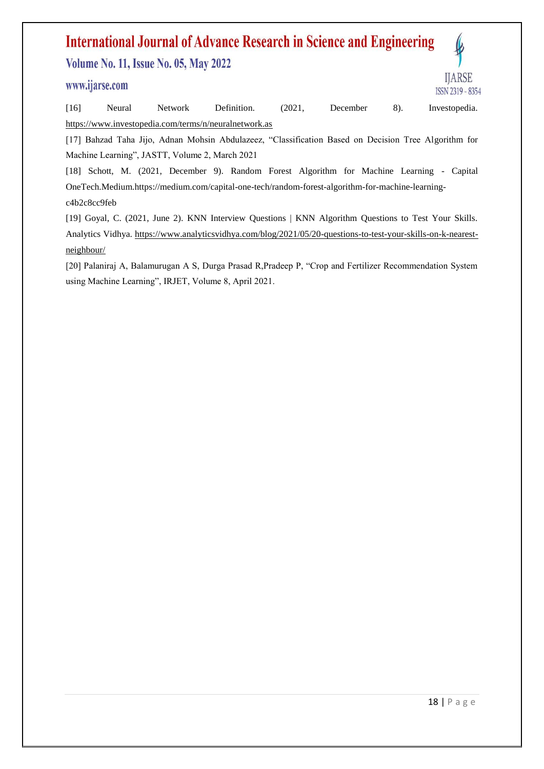[16] Neural Network Definition. (2021, December 8). Investopedia. https://www.investopedia.com/terms/n/neuralnetwork.as

[17] Bahzad Taha Jijo, Adnan Mohsin Abdulazeez, "Classification Based on Decision Tree Algorithm for Machine Learning", JASTT, Volume 2, March 2021

[18] Schott, M. (2021, December 9). Random Forest Algorithm for Machine Learning - Capital OneTech.Medium.https://medium.com/capital-one-tech/random-forest-algorithm-for-machine-learning-c4b2c8cc9feb

[19] Goyal, C. (2021, June 2). KNN Interview Questions | KNN Algorithm Questions to Test Your Skills. Analytics Vidhya. https://www.analyticsvidhya.com/blog/2021/05/20-questions-to-test-your-skills-on-k-nearest-neighbour/

[20] Palaniraj A, Balamurugan A S, Durga Prasad R,Pradeep P, "Crop and Fertilizer Recommendation System using Machine Learning", IRJET, Volume 8, April 2021.